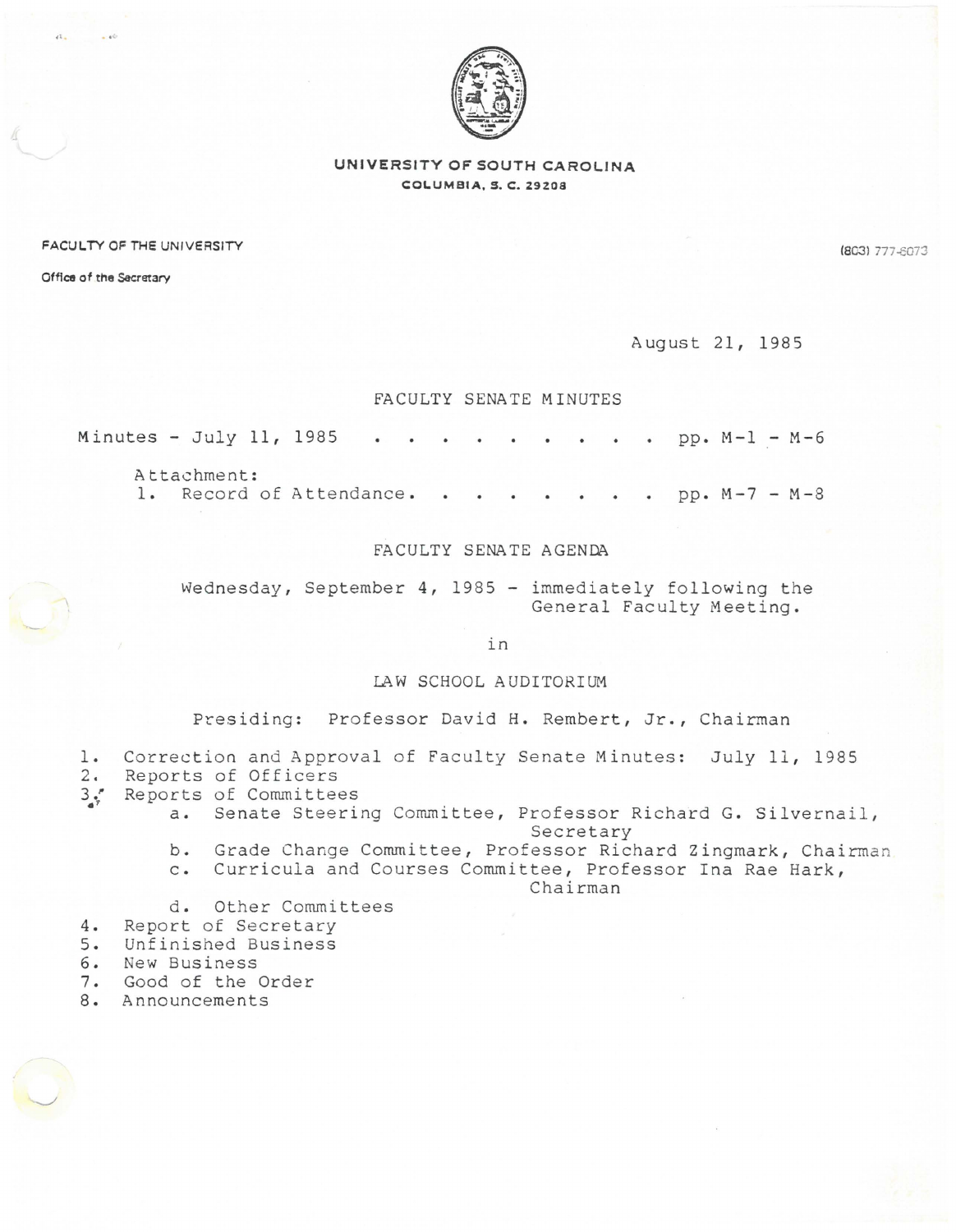UNIVERSITY OF SOUTH CAROLINA
COLUMBIA, S. C. 29208

FACULTY OF THE UNIVERSITY

Office of the Secretary

(803) 777-6073

August 21, 1985

## FACULTY SENATE MINUTES

Minutes - July 11, 1985 . . . . . . . . . . . pp. M-1 - M-6

Attachment:
1. Record of Attendance. . . . . . . . . pp. M-7 - M-8

## FACULTY SENATE AGENDA

Wednesday, September 4, 1985 - immediately following the General Faculty Meeting.

in

LAW SCHOOL AUDITORIUM

Presiding: Professor David H. Rembert, Jr., Chairman

1. Correction and Approval of Faculty Senate Minutes: July 11, 1985
2. Reports of Officers
3. Reports of Committees
   a. Senate Steering Committee, Professor Richard G. Silvernail, Secretary
   b. Grade Change Committee, Professor Richard Zingmark, Chairman
   c. Curricula and Courses Committee, Professor Ina Rae Hark, Chairman
   d. Other Committees
4. Report of Secretary
5. Unfinished Business
6. New Business
7. Good of the Order
8. Announcements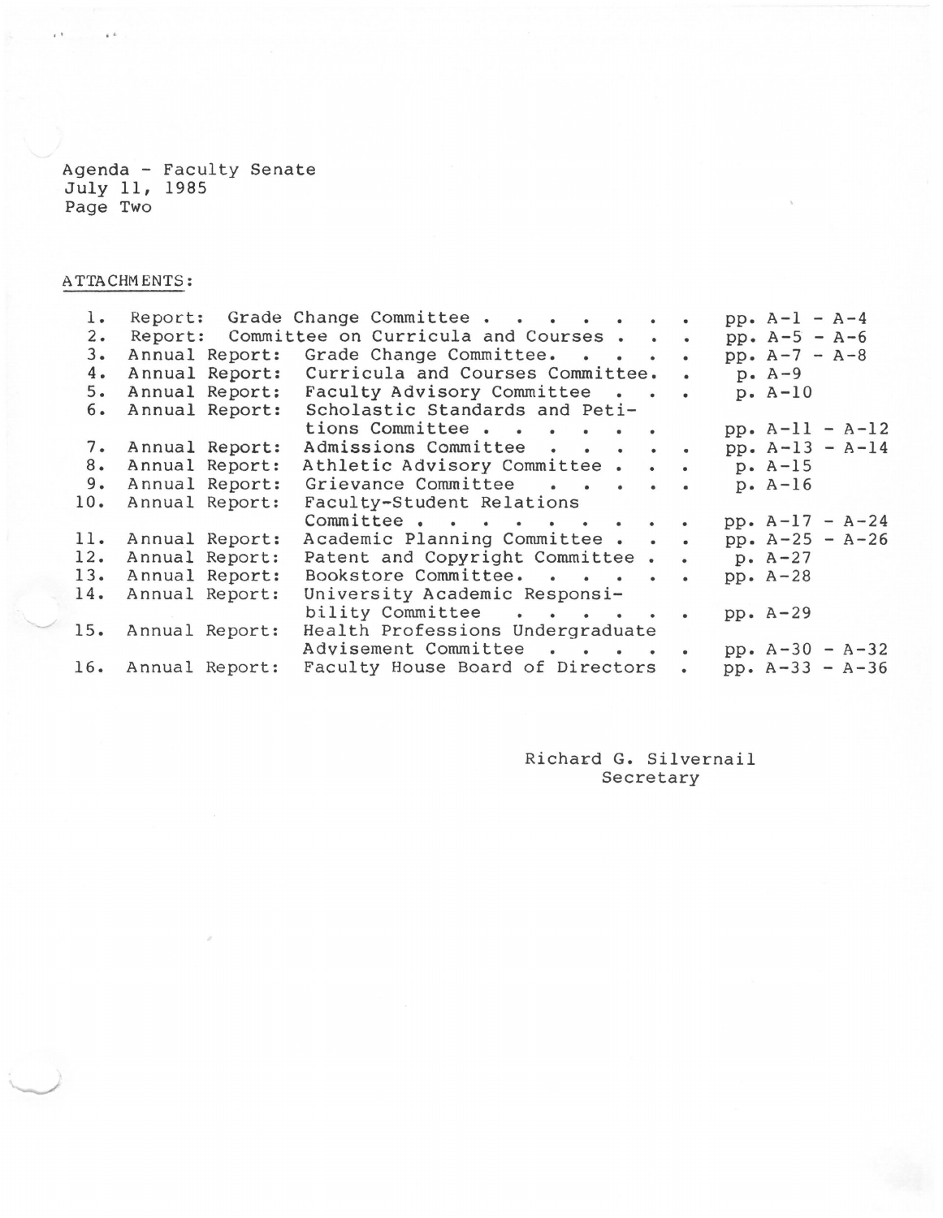Agenda - Faculty Senate
July 11, 1985
Page Two

ATTACHMENTS:

| | | |
|---|---|---|
| 1. | Report: Grade Change Committee | pp. A-1 - A-4 |
| 2. | Report: Committee on Curricula and Courses | pp. A-5 - A-6 |
| 3. | Annual Report: Grade Change Committee | pp. A-7 - A-8 |
| 4. | Annual Report: Curricula and Courses Committee | p. A-9 |
| 5. | Annual Report: Faculty Advisory Committee | p. A-10 |
| 6. | Annual Report: Scholastic Standards and Petitions Committee | pp. A-11 - A-12 |
| 7. | Annual Report: Admissions Committee | pp. A-13 - A-14 |
| 8. | Annual Report: Athletic Advisory Committee | p. A-15 |
| 9. | Annual Report: Grievance Committee | p. A-16 |
| 10. | Annual Report: Faculty-Student Relations Committee | pp. A-17 - A-24 |
| 11. | Annual Report: Academic Planning Committee | pp. A-25 - A-26 |
| 12. | Annual Report: Patent and Copyright Committee | p. A-27 |
| 13. | Annual Report: Bookstore Committee | pp. A-28 |
| 14. | Annual Report: University Academic Responsibility Committee | pp. A-29 |
| 15. | Annual Report: Health Professions Undergraduate Advisement Committee | pp. A-30 - A-32 |
| 16. | Annual Report: Faculty House Board of Directors | pp. A-33 - A-36 |

Richard G. Silvernail
Secretary